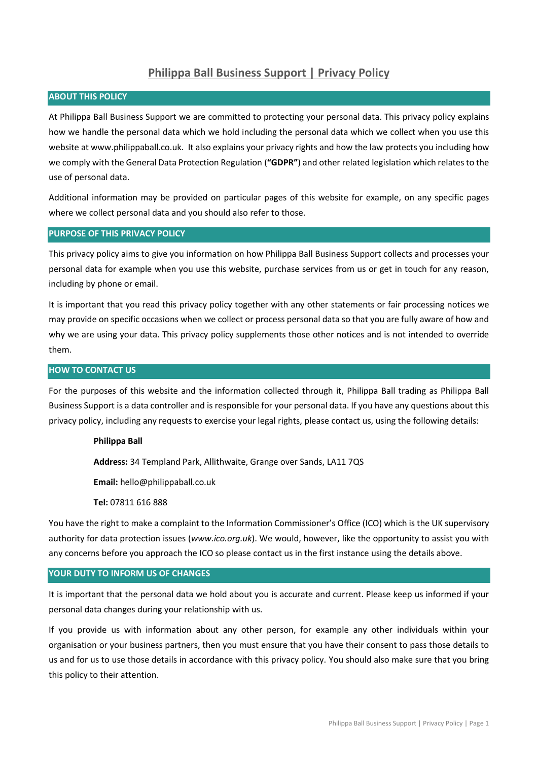# Philippa Ball Business Support | Privacy Policy

## ABOUT THIS POLICY

At Philippa Ball Business Support we are committed to protecting your personal data. This privacy policy explains how we handle the personal data which we hold including the personal data which we collect when you use this website at www.philippaball.co.uk. It also explains your privacy rights and how the law protects you including how we comply with the General Data Protection Regulation (**"GDPR"**) and other related legislation which relates to the use of personal data.

Additional information may be provided on particular pages of this website for example, on any specific pages where we collect personal data and you should also refer to those.

## PURPOSE OF THIS PRIVACY POLICY

This privacy policy aims to give you information on how Philippa Ball Business Support collects and processes your personal data for example when you use this website, purchase services from us or get in touch for any reason, including by phone or email.

It is important that you read this privacy policy together with any other statements or fair processing notices we may provide on specific occasions when we collect or process personal data so that you are fully aware of how and why we are using your data. This privacy policy supplements those other notices and is not intended to override them.

## HOW TO CONTACT US

For the purposes of this website and the information collected through it, Philippa Ball trading as Philippa Ball Business Support is a data controller and is responsible for your personal data. If you have any questions about this privacy policy, including any requests to exercise your legal rights, please contact us, using the following details:

**Philippa Ball**

**Address:** 34 Templand Park, Allithwaite, Grange over Sands, LA11 7QS

**Email:** hello@philippaball.co.uk

**Tel:** 07811 616 888

You have the right to make a complaint to the Information Commissioner's Office (ICO) which is the UK supervisory authority for data protection issues (*www.ico.org.uk*). We would, however, like the opportunity to assist you with any concerns before you approach the ICO so please contact us in the first instance using the details above.

## YOUR DUTY TO INFORM US OF CHANGES

It is important that the personal data we hold about you is accurate and current. Please keep us informed if your personal data changes during your relationship with us.

If you provide us with information about any other person, for example any other individuals within your organisation or your business partners, then you must ensure that you have their consent to pass those details to us and for us to use those details in accordance with this privacy policy. You should also make sure that you bring this policy to their attention.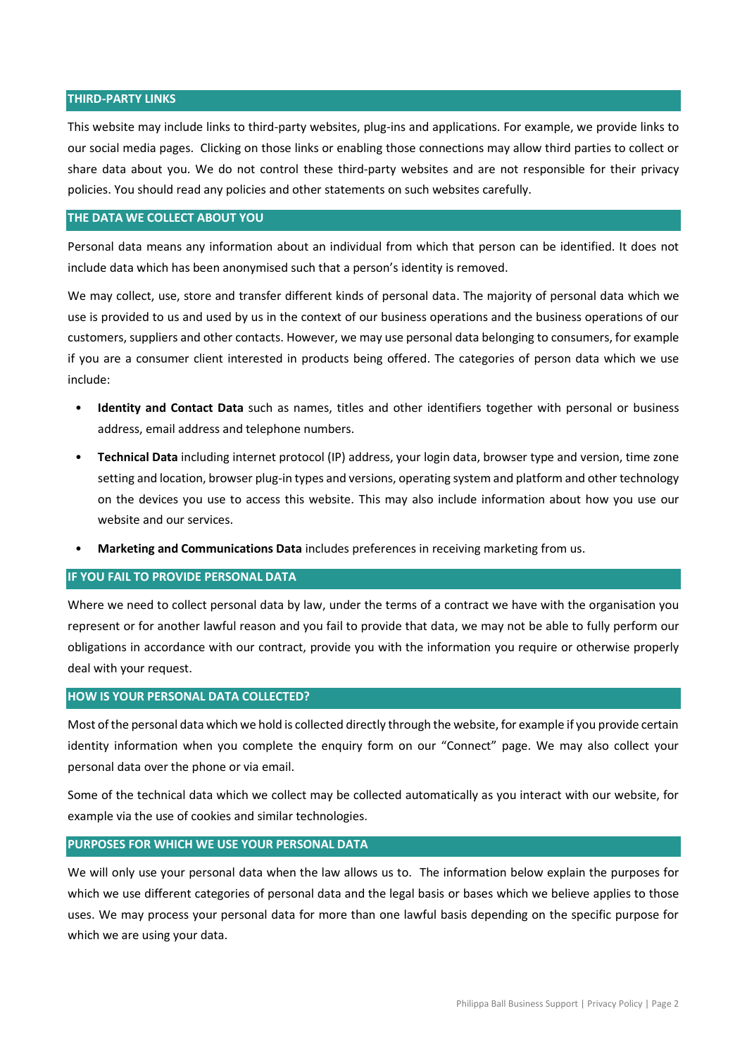## THIRD-PARTY LINKS

This website may include links to third-party websites, plug-ins and applications. For example, we provide links to our social media pages. Clicking on those links or enabling those connections may allow third parties to collect or share data about you. We do not control these third-party websites and are not responsible for their privacy policies. You should read any policies and other statements on such websites carefully.

## THE DATA WE COLLECT ABOUT YOU

Personal data means any information about an individual from which that person can be identified. It does not include data which has been anonymised such that a person's identity is removed.

We may collect, use, store and transfer different kinds of personal data. The majority of personal data which we use is provided to us and used by us in the context of our business operations and the business operations of our customers, suppliers and other contacts. However, we may use personal data belonging to consumers, for example if you are a consumer client interested in products being offered. The categories of person data which we use include:

- **Identity and Contact Data** such as names, titles and other identifiers together with personal or business address, email address and telephone numbers.
- **Technical Data** including internet protocol (IP) address, your login data, browser type and version, time zone setting and location, browser plug-in types and versions, operating system and platform and other technology on the devices you use to access this website. This may also include information about how you use our website and our services.
- **Marketing and Communications Data** includes preferences in receiving marketing from us.

## IF YOU FAIL TO PROVIDE PERSONAL DATA

Where we need to collect personal data by law, under the terms of a contract we have with the organisation you represent or for another lawful reason and you fail to provide that data, we may not be able to fully perform our obligations in accordance with our contract, provide you with the information you require or otherwise properly deal with your request.

## HOW IS YOUR PERSONAL DATA COLLECTED?

Most of the personal data which we hold is collected directly through the website, for example if you provide certain identity information when you complete the enquiry form on our "Connect" page. We may also collect your personal data over the phone or via email.

Some of the technical data which we collect may be collected automatically as you interact with our website, for example via the use of cookies and similar technologies.

## PURPOSES FOR WHICH WE USE YOUR PERSONAL DATA

We will only use your personal data when the law allows us to. The information below explain the purposes for which we use different categories of personal data and the legal basis or bases which we believe applies to those uses. We may process your personal data for more than one lawful basis depending on the specific purpose for which we are using your data.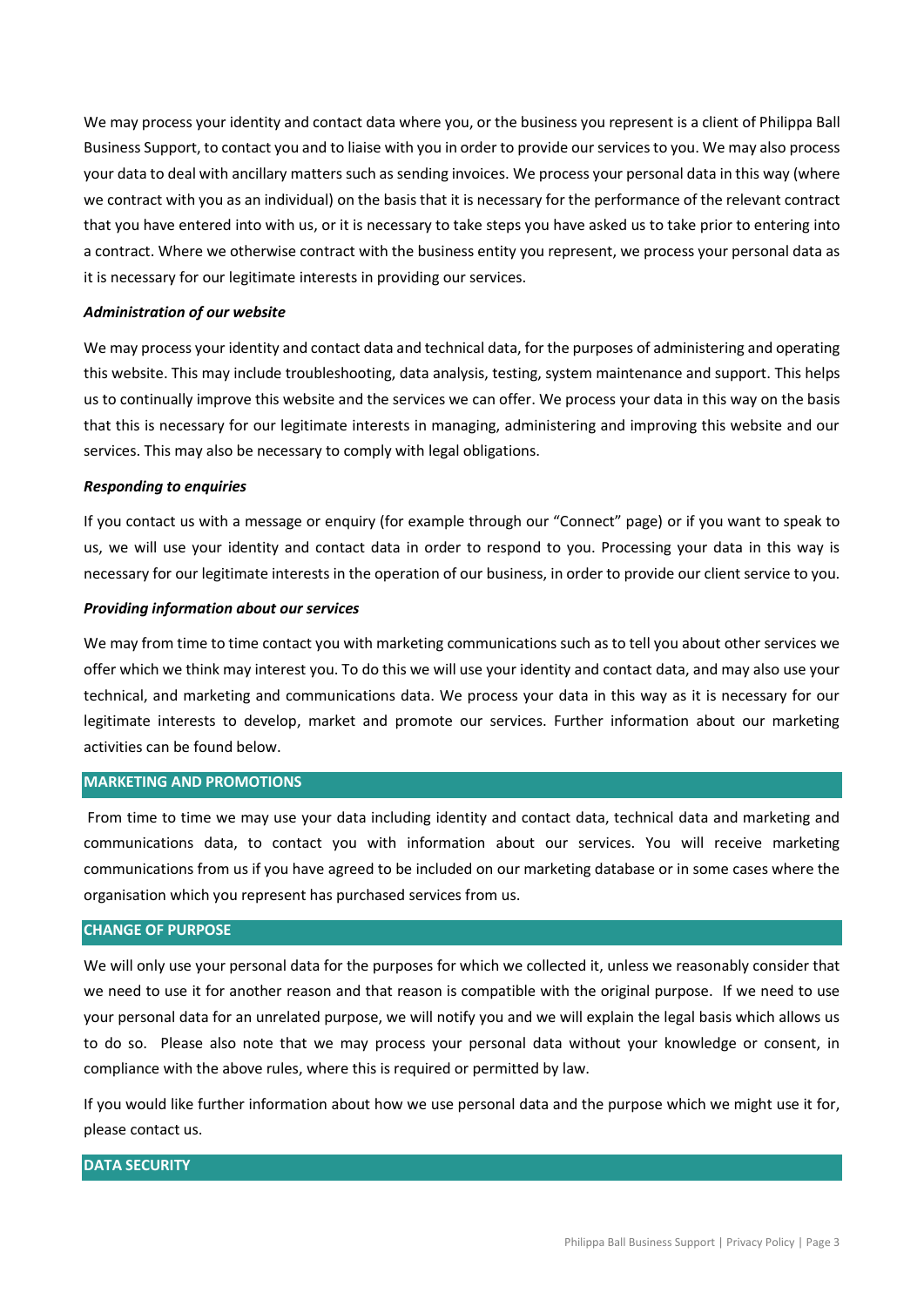We may process your identity and contact data where you, or the business you represent is a client of Philippa Ball Business Support, to contact you and to liaise with you in order to provide our services to you. We may also process your data to deal with ancillary matters such as sending invoices. We process your personal data in this way (where we contract with you as an individual) on the basis that it is necessary for the performance of the relevant contract that you have entered into with us, or it is necessary to take steps you have asked us to take prior to entering into a contract. Where we otherwise contract with the business entity you represent, we process your personal data as it is necessary for our legitimate interests in providing our services.

***Administration of our website***

We may process your identity and contact data and technical data, for the purposes of administering and operating this website. This may include troubleshooting, data analysis, testing, system maintenance and support. This helps us to continually improve this website and the services we can offer. We process your data in this way on the basis that this is necessary for our legitimate interests in managing, administering and improving this website and our services. This may also be necessary to comply with legal obligations.

***Responding to enquiries***

If you contact us with a message or enquiry (for example through our "Connect" page) or if you want to speak to us, we will use your identity and contact data in order to respond to you. Processing your data in this way is necessary for our legitimate interests in the operation of our business, in order to provide our client service to you.

***Providing information about our services***

We may from time to time contact you with marketing communications such as to tell you about other services we offer which we think may interest you. To do this we will use your identity and contact data, and may also use your technical, and marketing and communications data. We process your data in this way as it is necessary for our legitimate interests to develop, market and promote our services. Further information about our marketing activities can be found below.

## MARKETING AND PROMOTIONS

From time to time we may use your data including identity and contact data, technical data and marketing and communications data, to contact you with information about our services. You will receive marketing communications from us if you have agreed to be included on our marketing database or in some cases where the organisation which you represent has purchased services from us.

## CHANGE OF PURPOSE

We will only use your personal data for the purposes for which we collected it, unless we reasonably consider that we need to use it for another reason and that reason is compatible with the original purpose. If we need to use your personal data for an unrelated purpose, we will notify you and we will explain the legal basis which allows us to do so. Please also note that we may process your personal data without your knowledge or consent, in compliance with the above rules, where this is required or permitted by law.

If you would like further information about how we use personal data and the purpose which we might use it for, please contact us.

## DATA SECURITY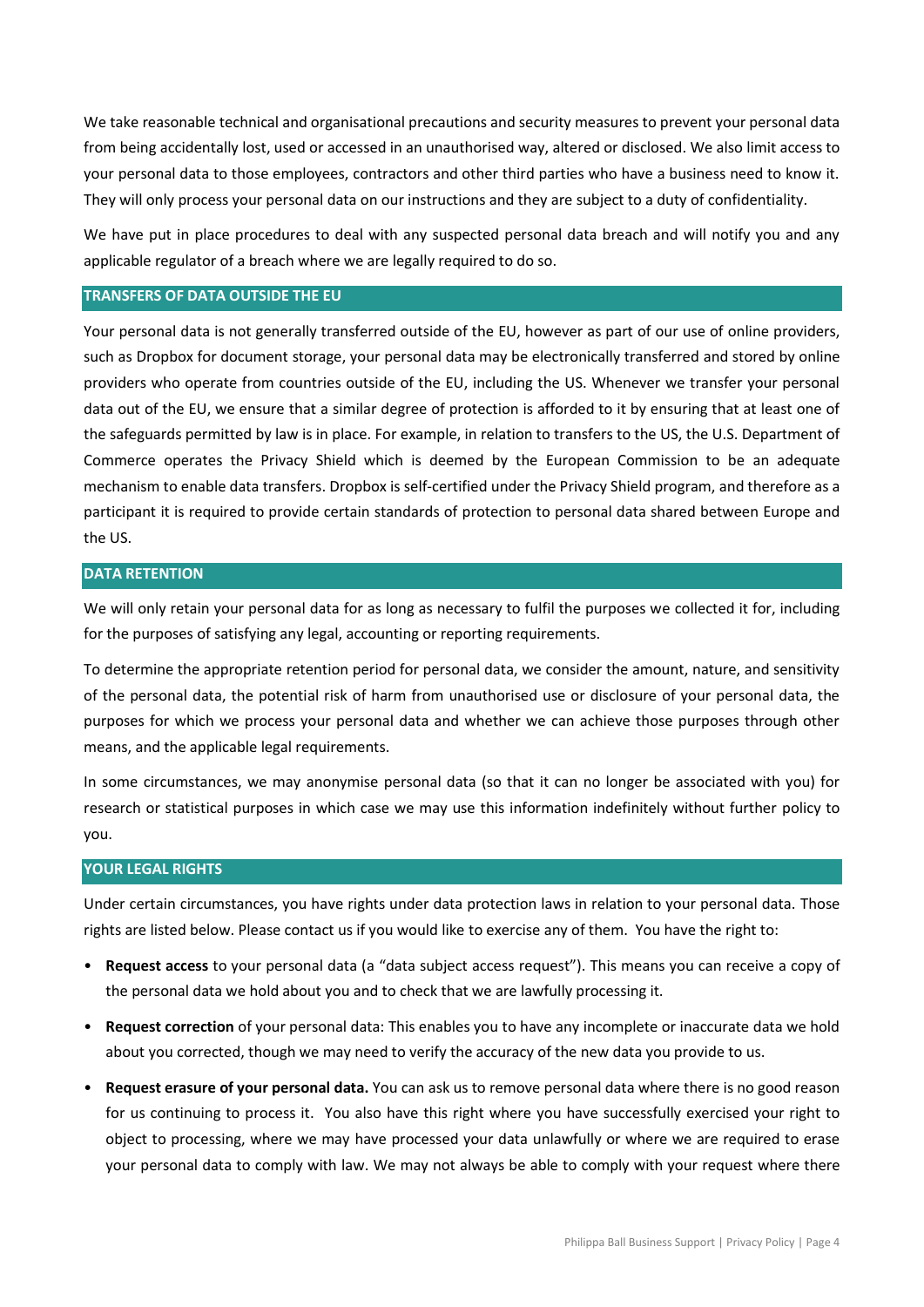We take reasonable technical and organisational precautions and security measures to prevent your personal data from being accidentally lost, used or accessed in an unauthorised way, altered or disclosed. We also limit access to your personal data to those employees, contractors and other third parties who have a business need to know it. They will only process your personal data on our instructions and they are subject to a duty of confidentiality.

We have put in place procedures to deal with any suspected personal data breach and will notify you and any applicable regulator of a breach where we are legally required to do so.

## TRANSFERS OF DATA OUTSIDE THE EU

Your personal data is not generally transferred outside of the EU, however as part of our use of online providers, such as Dropbox for document storage, your personal data may be electronically transferred and stored by online providers who operate from countries outside of the EU, including the US. Whenever we transfer your personal data out of the EU, we ensure that a similar degree of protection is afforded to it by ensuring that at least one of the safeguards permitted by law is in place. For example, in relation to transfers to the US, the U.S. Department of Commerce operates the Privacy Shield which is deemed by the European Commission to be an adequate mechanism to enable data transfers. Dropbox is self-certified under the Privacy Shield program, and therefore as a participant it is required to provide certain standards of protection to personal data shared between Europe and the US.

## DATA RETENTION

We will only retain your personal data for as long as necessary to fulfil the purposes we collected it for, including for the purposes of satisfying any legal, accounting or reporting requirements.

To determine the appropriate retention period for personal data, we consider the amount, nature, and sensitivity of the personal data, the potential risk of harm from unauthorised use or disclosure of your personal data, the purposes for which we process your personal data and whether we can achieve those purposes through other means, and the applicable legal requirements.

In some circumstances, we may anonymise personal data (so that it can no longer be associated with you) for research or statistical purposes in which case we may use this information indefinitely without further policy to you.

## YOUR LEGAL RIGHTS

Under certain circumstances, you have rights under data protection laws in relation to your personal data. Those rights are listed below. Please contact us if you would like to exercise any of them. You have the right to:

- **Request access** to your personal data (a "data subject access request"). This means you can receive a copy of the personal data we hold about you and to check that we are lawfully processing it.
- **Request correction** of your personal data: This enables you to have any incomplete or inaccurate data we hold about you corrected, though we may need to verify the accuracy of the new data you provide to us.
- **Request erasure of your personal data.** You can ask us to remove personal data where there is no good reason for us continuing to process it. You also have this right where you have successfully exercised your right to object to processing, where we may have processed your data unlawfully or where we are required to erase your personal data to comply with law. We may not always be able to comply with your request where there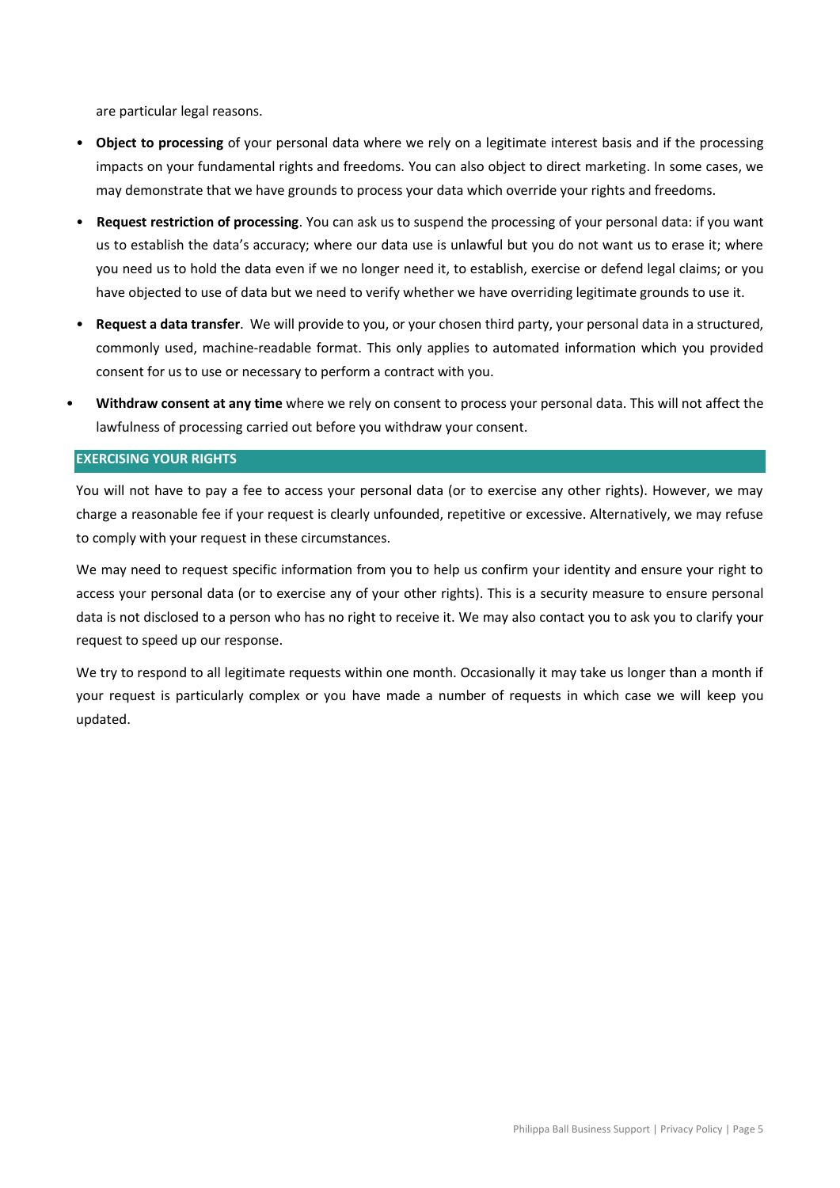are particular legal reasons.

- **Object to processing** of your personal data where we rely on a legitimate interest basis and if the processing impacts on your fundamental rights and freedoms. You can also object to direct marketing. In some cases, we may demonstrate that we have grounds to process your data which override your rights and freedoms.
- **Request restriction of processing**. You can ask us to suspend the processing of your personal data: if you want us to establish the data's accuracy; where our data use is unlawful but you do not want us to erase it; where you need us to hold the data even if we no longer need it, to establish, exercise or defend legal claims; or you have objected to use of data but we need to verify whether we have overriding legitimate grounds to use it.
- **Request a data transfer**. We will provide to you, or your chosen third party, your personal data in a structured, commonly used, machine-readable format. This only applies to automated information which you provided consent for us to use or necessary to perform a contract with you.
- **Withdraw consent at any time** where we rely on consent to process your personal data. This will not affect the lawfulness of processing carried out before you withdraw your consent.

## EXERCISING YOUR RIGHTS

You will not have to pay a fee to access your personal data (or to exercise any other rights). However, we may charge a reasonable fee if your request is clearly unfounded, repetitive or excessive. Alternatively, we may refuse to comply with your request in these circumstances.

We may need to request specific information from you to help us confirm your identity and ensure your right to access your personal data (or to exercise any of your other rights). This is a security measure to ensure personal data is not disclosed to a person who has no right to receive it. We may also contact you to ask you to clarify your request to speed up our response.

We try to respond to all legitimate requests within one month. Occasionally it may take us longer than a month if your request is particularly complex or you have made a number of requests in which case we will keep you updated.